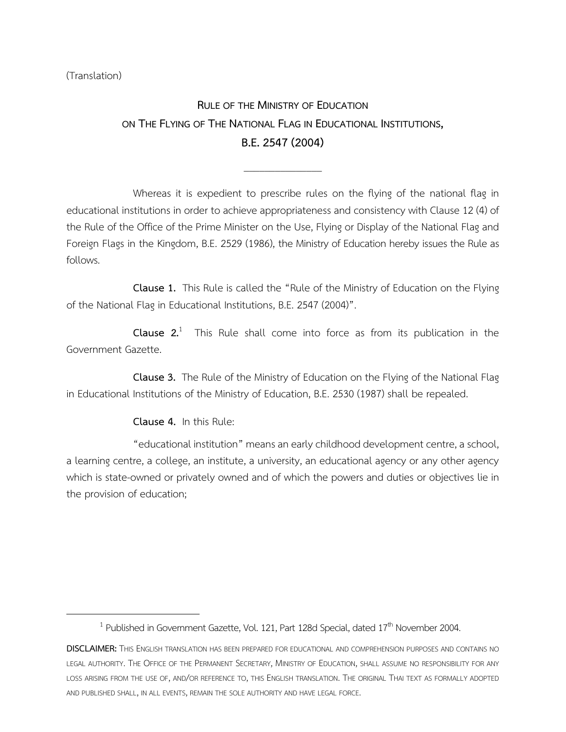(Translation)

# RULE OF THE MINISTRY OF EDUCATION ON THE FLYING OF THE NATIONAL FLAG IN EDUCATIONAL INSTITUTIONS, B.E. 2547 (2004)

---

Whereas it is expedient to prescribe rules on the flying of the national flag in educational institutions in order to achieve appropriateness and consistency with Clause 12 (4) of the Rule of the Office of the Prime Minister on the Use, Flying or Display of the National Flag and Foreign Flags in the Kingdom, B.E. 2529 (1986), the Ministry of Education hereby issues the Rule as follows.

**Clause 1.** This Rule is called the "Rule of the Ministry of Education on the Flying of the National Flag in Educational Institutions, B.E. 2547 (2004)".

**Clause 2.**[1] This Rule shall come into force as from its publication in the Government Gazette.

**Clause 3.** The Rule of the Ministry of Education on the Flying of the National Flag in Educational Institutions of the Ministry of Education, B.E. 2530 (1987) shall be repealed.

**Clause 4.** In this Rule:

"educational institution" means an early childhood development centre, a school, a learning centre, a college, an institute, a university, an educational agency or any other agency which is state-owned or privately owned and of which the powers and duties or objectives lie in the provision of education;

---

[1] Published in Government Gazette, Vol. 121, Part 128d Special, dated 17th November 2004.

**DISCLAIMER:** THIS ENGLISH TRANSLATION HAS BEEN PREPARED FOR EDUCATIONAL AND COMPREHENSION PURPOSES AND CONTAINS NO LEGAL AUTHORITY. THE OFFICE OF THE PERMANENT SECRETARY, MINISTRY OF EDUCATION, SHALL ASSUME NO RESPONSIBILITY FOR ANY LOSS ARISING FROM THE USE OF, AND/OR REFERENCE TO, THIS ENGLISH TRANSLATION. THE ORIGINAL THAI TEXT AS FORMALLY ADOPTED AND PUBLISHED SHALL, IN ALL EVENTS, REMAIN THE SOLE AUTHORITY AND HAVE LEGAL FORCE.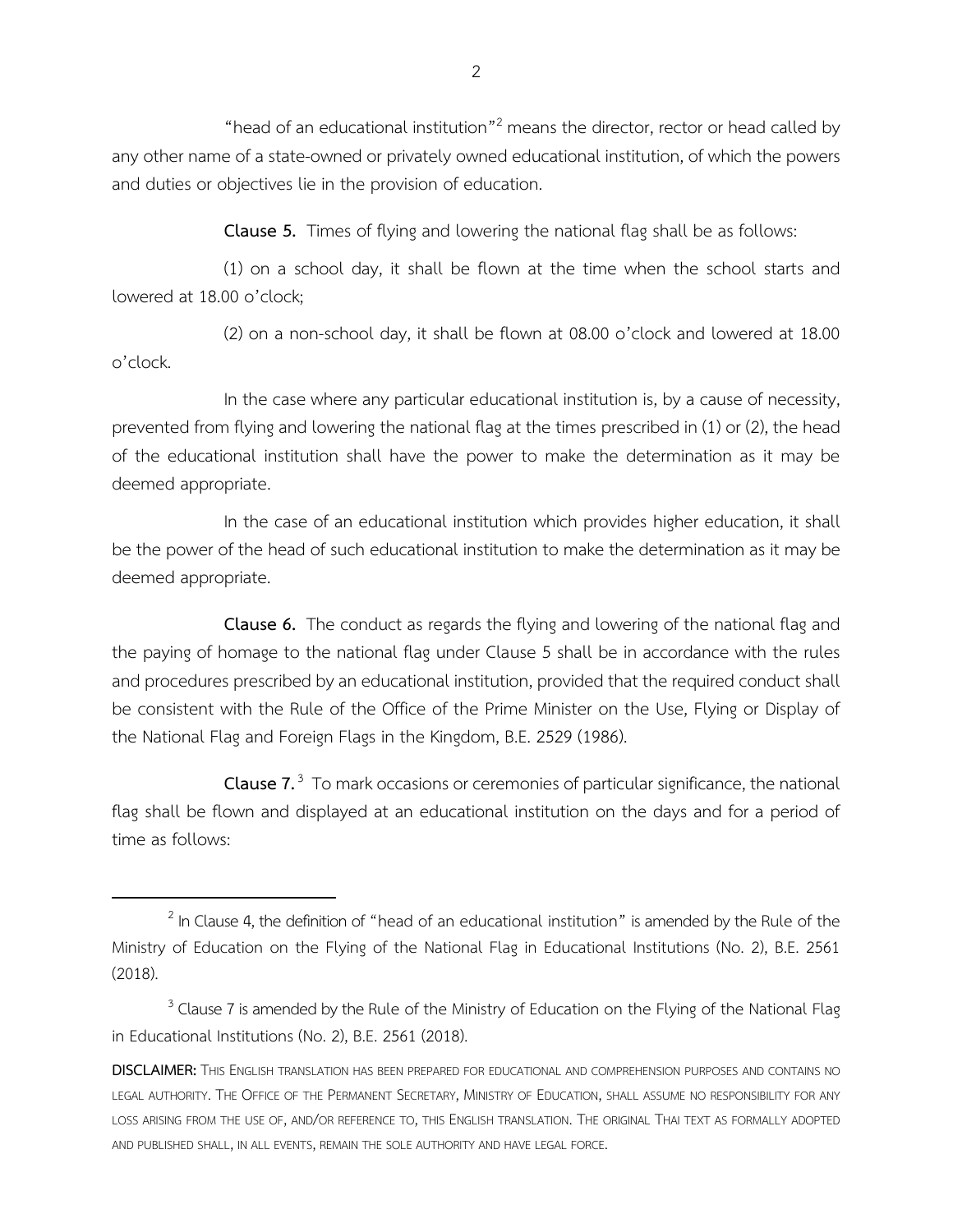"head of an educational institution"[2] means the director, rector or head called by any other name of a state-owned or privately owned educational institution, of which the powers and duties or objectives lie in the provision of education.

**Clause 5.** Times of flying and lowering the national flag shall be as follows:

(1) on a school day, it shall be flown at the time when the school starts and lowered at 18.00 o'clock;

(2) on a non-school day, it shall be flown at 08.00 o'clock and lowered at 18.00 o'clock.

In the case where any particular educational institution is, by a cause of necessity, prevented from flying and lowering the national flag at the times prescribed in (1) or (2), the head of the educational institution shall have the power to make the determination as it may be deemed appropriate.

In the case of an educational institution which provides higher education, it shall be the power of the head of such educational institution to make the determination as it may be deemed appropriate.

**Clause 6.** The conduct as regards the flying and lowering of the national flag and the paying of homage to the national flag under Clause 5 shall be in accordance with the rules and procedures prescribed by an educational institution, provided that the required conduct shall be consistent with the Rule of the Office of the Prime Minister on the Use, Flying or Display of the National Flag and Foreign Flags in the Kingdom, B.E. 2529 (1986).

**Clause 7.**[3] To mark occasions or ceremonies of particular significance, the national flag shall be flown and displayed at an educational institution on the days and for a period of time as follows:

---

[2] In Clause 4, the definition of "head of an educational institution" is amended by the Rule of the Ministry of Education on the Flying of the National Flag in Educational Institutions (No. 2), B.E. 2561 (2018).

[3] Clause 7 is amended by the Rule of the Ministry of Education on the Flying of the National Flag in Educational Institutions (No. 2), B.E. 2561 (2018).

**DISCLAIMER:** THIS ENGLISH TRANSLATION HAS BEEN PREPARED FOR EDUCATIONAL AND COMPREHENSION PURPOSES AND CONTAINS NO LEGAL AUTHORITY. THE OFFICE OF THE PERMANENT SECRETARY, MINISTRY OF EDUCATION, SHALL ASSUME NO RESPONSIBILITY FOR ANY LOSS ARISING FROM THE USE OF, AND/OR REFERENCE TO, THIS ENGLISH TRANSLATION. THE ORIGINAL THAI TEXT AS FORMALLY ADOPTED AND PUBLISHED SHALL, IN ALL EVENTS, REMAIN THE SOLE AUTHORITY AND HAVE LEGAL FORCE.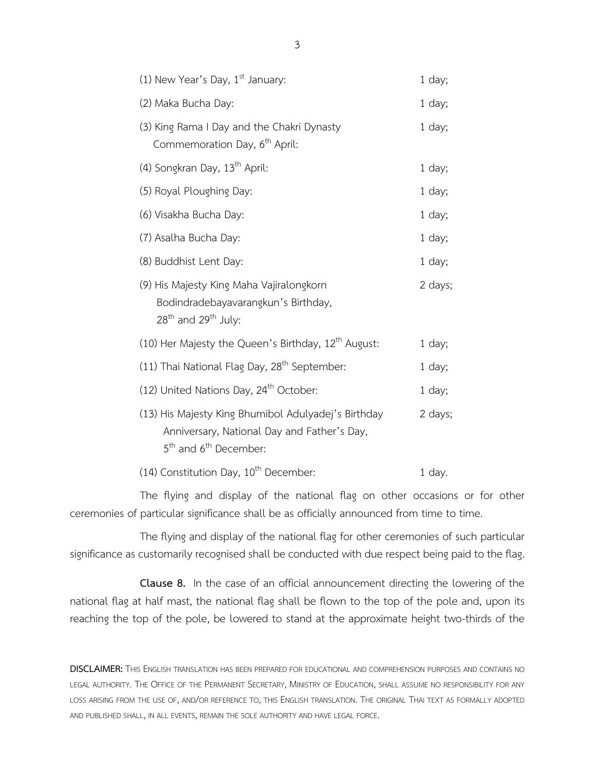(1) New Year's Day, 1st January: 1 day;

(2) Maka Bucha Day: 1 day;

(3) King Rama I Day and the Chakri Dynasty Commemoration Day, 6th April: 1 day;

(4) Songkran Day, 13th April: 1 day;

(5) Royal Ploughing Day: 1 day;

(6) Visakha Bucha Day: 1 day;

(7) Asalha Bucha Day: 1 day;

(8) Buddhist Lent Day: 1 day;

(9) His Majesty King Maha Vajiralongkorn Bodindradebayavarangkun's Birthday, 28th and 29th July: 2 days;

(10) Her Majesty the Queen's Birthday, 12th August: 1 day;

(11) Thai National Flag Day, 28th September: 1 day;

(12) United Nations Day, 24th October: 1 day;

(13) His Majesty King Bhumibol Adulyadej's Birthday Anniversary, National Day and Father's Day, 5th and 6th December: 2 days;

(14) Constitution Day, 10th December: 1 day.

The flying and display of the national flag on other occasions or for other ceremonies of particular significance shall be as officially announced from time to time.

The flying and display of the national flag for other ceremonies of such particular significance as customarily recognised shall be conducted with due respect being paid to the flag.

**Clause 8.** In the case of an official announcement directing the lowering of the national flag at half mast, the national flag shall be flown to the top of the pole and, upon its reaching the top of the pole, be lowered to stand at the approximate height two-thirds of the

**DISCLAIMER:** This English translation has been prepared for educational and comprehension purposes and contains no legal authority. The Office of the Permanent Secretary, Ministry of Education, shall assume no responsibility for any loss arising from the use of, and/or reference to, this English translation. The original Thai text as formally adopted and published shall, in all events, remain the sole authority and have legal force.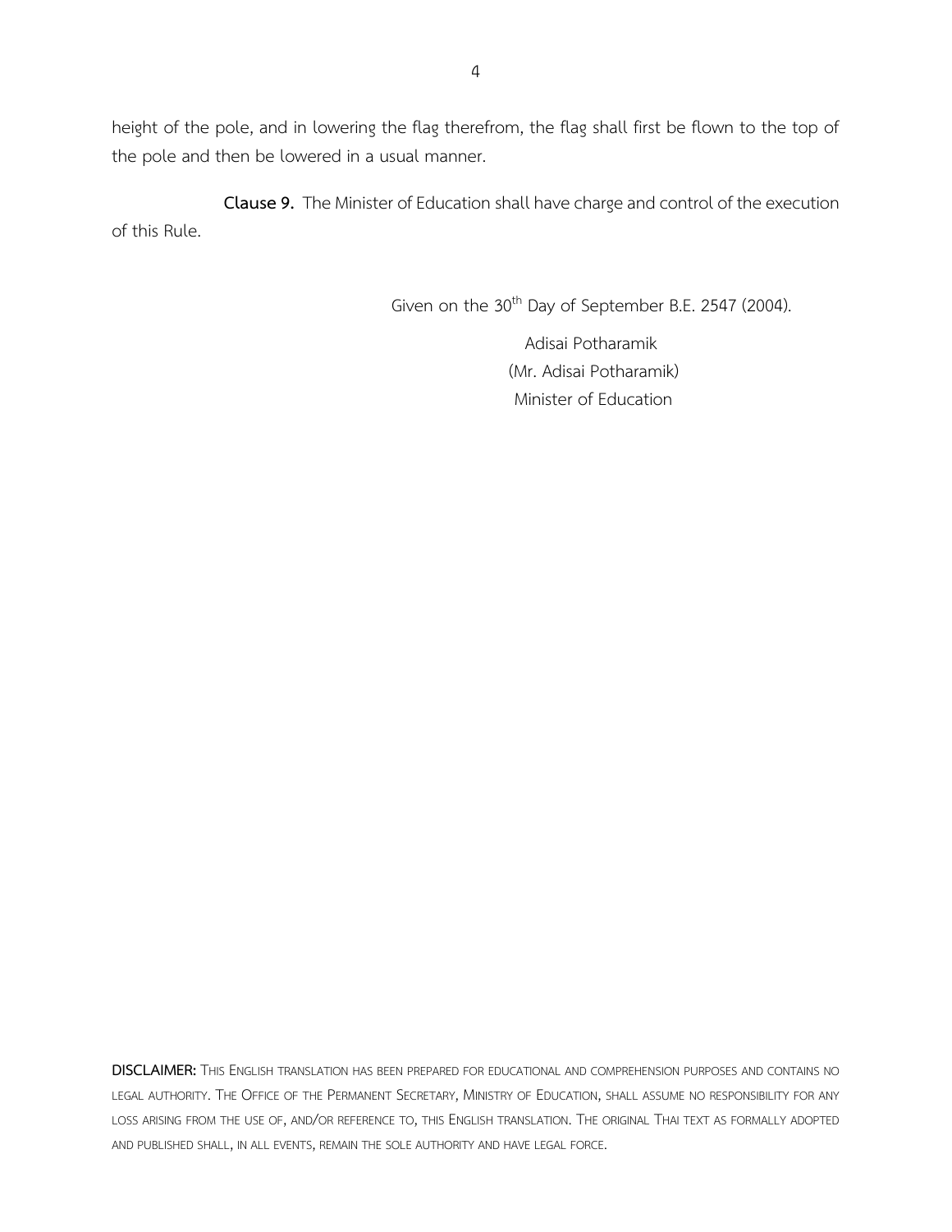height of the pole, and in lowering the flag therefrom, the flag shall first be flown to the top of the pole and then be lowered in a usual manner.

**Clause 9.** The Minister of Education shall have charge and control of the execution of this Rule.

Given on the 30th Day of September B.E. 2547 (2004).

Adisai Potharamik
(Mr. Adisai Potharamik)
Minister of Education

**DISCLAIMER:** THIS ENGLISH TRANSLATION HAS BEEN PREPARED FOR EDUCATIONAL AND COMPREHENSION PURPOSES AND CONTAINS NO LEGAL AUTHORITY. THE OFFICE OF THE PERMANENT SECRETARY, MINISTRY OF EDUCATION, SHALL ASSUME NO RESPONSIBILITY FOR ANY LOSS ARISING FROM THE USE OF, AND/OR REFERENCE TO, THIS ENGLISH TRANSLATION. THE ORIGINAL THAI TEXT AS FORMALLY ADOPTED AND PUBLISHED SHALL, IN ALL EVENTS, REMAIN THE SOLE AUTHORITY AND HAVE LEGAL FORCE.